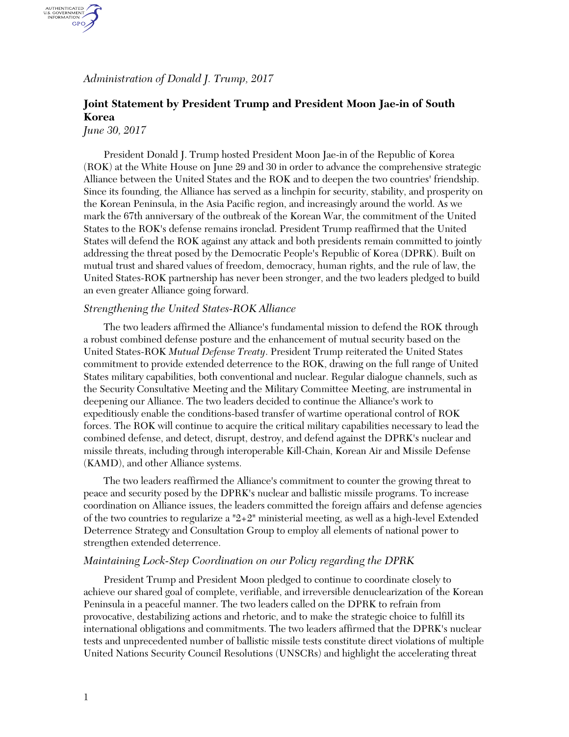*Administration of Donald J. Trump, 2017*

# Joint Statement by President Trump and President Moon Jae-in of South Korea

*June 30, 2017*

President Donald J. Trump hosted President Moon Jae-in of the Republic of Korea (ROK) at the White House on June 29 and 30 in order to advance the comprehensive strategic Alliance between the United States and the ROK and to deepen the two countries' friendship. Since its founding, the Alliance has served as a linchpin for security, stability, and prosperity on the Korean Peninsula, in the Asia Pacific region, and increasingly around the world. As we mark the 67th anniversary of the outbreak of the Korean War, the commitment of the United States to the ROK's defense remains ironclad. President Trump reaffirmed that the United States will defend the ROK against any attack and both presidents remain committed to jointly addressing the threat posed by the Democratic People's Republic of Korea (DPRK). Built on mutual trust and shared values of freedom, democracy, human rights, and the rule of law, the United States-ROK partnership has never been stronger, and the two leaders pledged to build an even greater Alliance going forward.

## *Strengthening the United States-ROK Alliance*

The two leaders affirmed the Alliance's fundamental mission to defend the ROK through a robust combined defense posture and the enhancement of mutual security based on the United States-ROK *Mutual Defense Treaty*. President Trump reiterated the United States commitment to provide extended deterrence to the ROK, drawing on the full range of United States military capabilities, both conventional and nuclear. Regular dialogue channels, such as the Security Consultative Meeting and the Military Committee Meeting, are instrumental in deepening our Alliance. The two leaders decided to continue the Alliance's work to expeditiously enable the conditions-based transfer of wartime operational control of ROK forces. The ROK will continue to acquire the critical military capabilities necessary to lead the combined defense, and detect, disrupt, destroy, and defend against the DPRK's nuclear and missile threats, including through interoperable Kill-Chain, Korean Air and Missile Defense (KAMD), and other Alliance systems.

The two leaders reaffirmed the Alliance's commitment to counter the growing threat to peace and security posed by the DPRK's nuclear and ballistic missile programs. To increase coordination on Alliance issues, the leaders committed the foreign affairs and defense agencies of the two countries to regularize a "2+2" ministerial meeting, as well as a high-level Extended Deterrence Strategy and Consultation Group to employ all elements of national power to strengthen extended deterrence.

## *Maintaining Lock-Step Coordination on our Policy regarding the DPRK*

President Trump and President Moon pledged to continue to coordinate closely to achieve our shared goal of complete, verifiable, and irreversible denuclearization of the Korean Peninsula in a peaceful manner. The two leaders called on the DPRK to refrain from provocative, destabilizing actions and rhetoric, and to make the strategic choice to fulfill its international obligations and commitments. The two leaders affirmed that the DPRK's nuclear tests and unprecedented number of ballistic missile tests constitute direct violations of multiple United Nations Security Council Resolutions (UNSCRs) and highlight the accelerating threat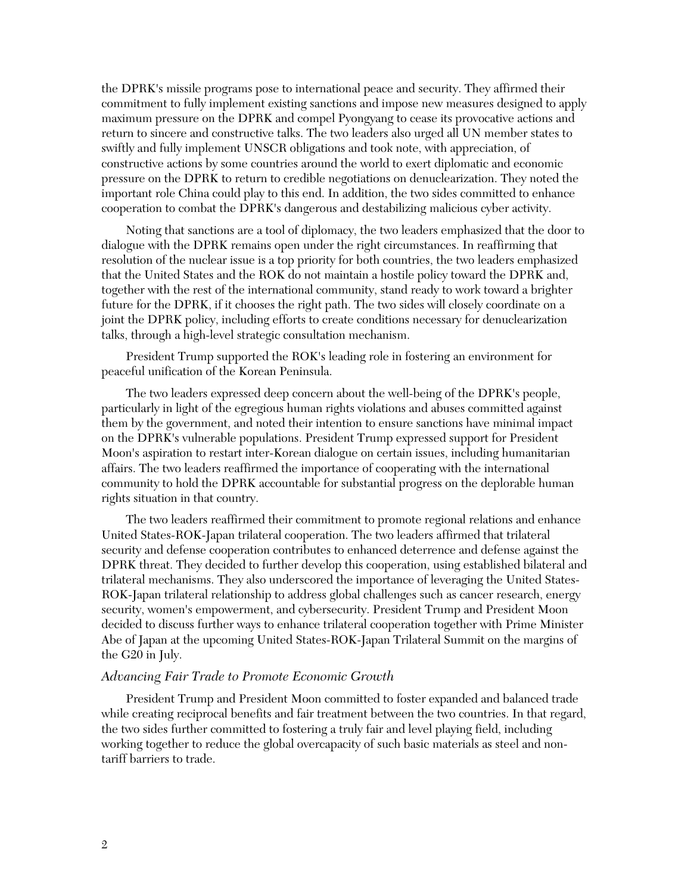the DPRK's missile programs pose to international peace and security. They affirmed their commitment to fully implement existing sanctions and impose new measures designed to apply maximum pressure on the DPRK and compel Pyongyang to cease its provocative actions and return to sincere and constructive talks. The two leaders also urged all UN member states to swiftly and fully implement UNSCR obligations and took note, with appreciation, of constructive actions by some countries around the world to exert diplomatic and economic pressure on the DPRK to return to credible negotiations on denuclearization. They noted the important role China could play to this end. In addition, the two sides committed to enhance cooperation to combat the DPRK's dangerous and destabilizing malicious cyber activity.

Noting that sanctions are a tool of diplomacy, the two leaders emphasized that the door to dialogue with the DPRK remains open under the right circumstances. In reaffirming that resolution of the nuclear issue is a top priority for both countries, the two leaders emphasized that the United States and the ROK do not maintain a hostile policy toward the DPRK and, together with the rest of the international community, stand ready to work toward a brighter future for the DPRK, if it chooses the right path. The two sides will closely coordinate on a joint the DPRK policy, including efforts to create conditions necessary for denuclearization talks, through a high-level strategic consultation mechanism.

President Trump supported the ROK's leading role in fostering an environment for peaceful unification of the Korean Peninsula.

The two leaders expressed deep concern about the well-being of the DPRK's people, particularly in light of the egregious human rights violations and abuses committed against them by the government, and noted their intention to ensure sanctions have minimal impact on the DPRK's vulnerable populations. President Trump expressed support for President Moon's aspiration to restart inter-Korean dialogue on certain issues, including humanitarian affairs. The two leaders reaffirmed the importance of cooperating with the international community to hold the DPRK accountable for substantial progress on the deplorable human rights situation in that country.

The two leaders reaffirmed their commitment to promote regional relations and enhance United States-ROK-Japan trilateral cooperation. The two leaders affirmed that trilateral security and defense cooperation contributes to enhanced deterrence and defense against the DPRK threat. They decided to further develop this cooperation, using established bilateral and trilateral mechanisms. They also underscored the importance of leveraging the United States-ROK-Japan trilateral relationship to address global challenges such as cancer research, energy security, women's empowerment, and cybersecurity. President Trump and President Moon decided to discuss further ways to enhance trilateral cooperation together with Prime Minister Abe of Japan at the upcoming United States-ROK-Japan Trilateral Summit on the margins of the G20 in July.

### *Advancing Fair Trade to Promote Economic Growth*

President Trump and President Moon committed to foster expanded and balanced trade while creating reciprocal benefits and fair treatment between the two countries. In that regard, the two sides further committed to fostering a truly fair and level playing field, including working together to reduce the global overcapacity of such basic materials as steel and non-tariff barriers to trade.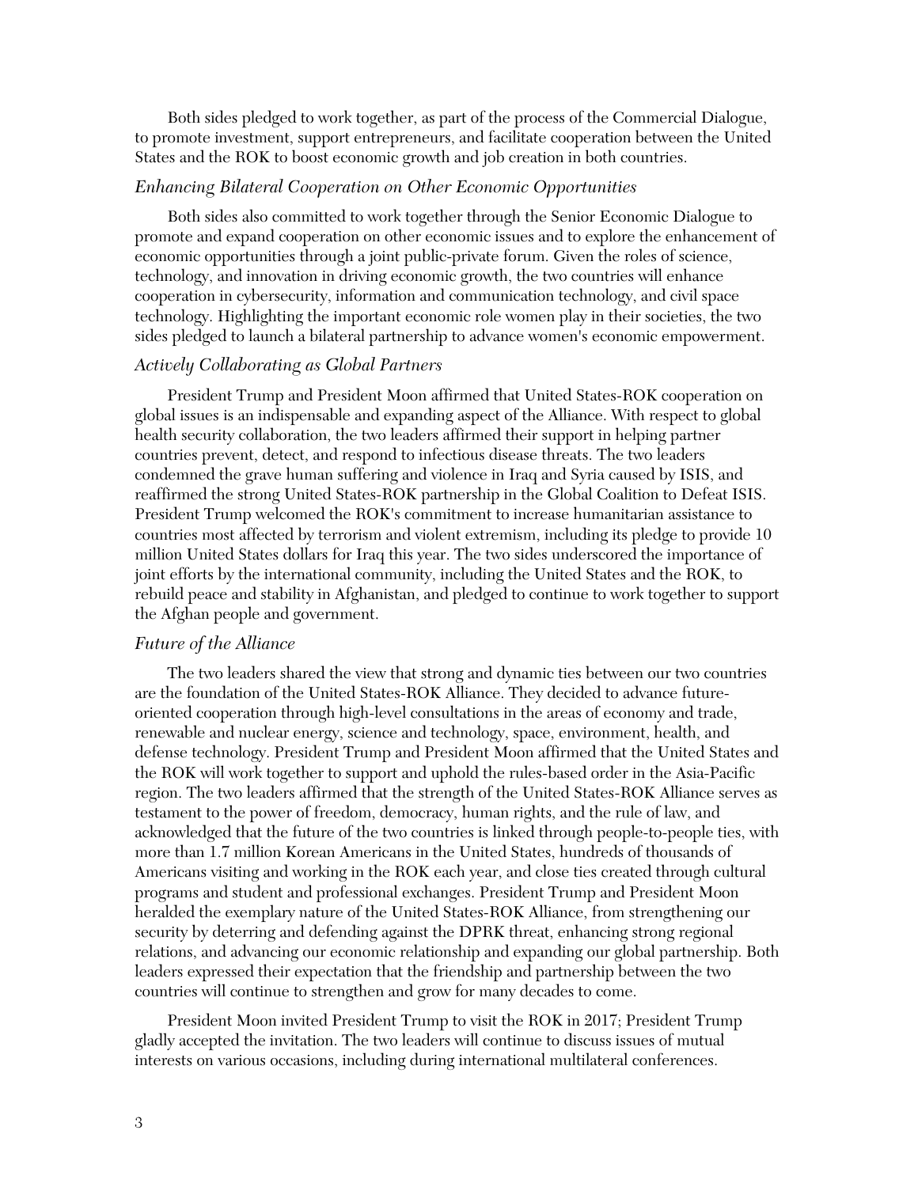Both sides pledged to work together, as part of the process of the Commercial Dialogue, to promote investment, support entrepreneurs, and facilitate cooperation between the United States and the ROK to boost economic growth and job creation in both countries.

### *Enhancing Bilateral Cooperation on Other Economic Opportunities*

Both sides also committed to work together through the Senior Economic Dialogue to promote and expand cooperation on other economic issues and to explore the enhancement of economic opportunities through a joint public-private forum. Given the roles of science, technology, and innovation in driving economic growth, the two countries will enhance cooperation in cybersecurity, information and communication technology, and civil space technology. Highlighting the important economic role women play in their societies, the two sides pledged to launch a bilateral partnership to advance women's economic empowerment.

### *Actively Collaborating as Global Partners*

President Trump and President Moon affirmed that United States-ROK cooperation on global issues is an indispensable and expanding aspect of the Alliance. With respect to global health security collaboration, the two leaders affirmed their support in helping partner countries prevent, detect, and respond to infectious disease threats. The two leaders condemned the grave human suffering and violence in Iraq and Syria caused by ISIS, and reaffirmed the strong United States-ROK partnership in the Global Coalition to Defeat ISIS. President Trump welcomed the ROK's commitment to increase humanitarian assistance to countries most affected by terrorism and violent extremism, including its pledge to provide 10 million United States dollars for Iraq this year. The two sides underscored the importance of joint efforts by the international community, including the United States and the ROK, to rebuild peace and stability in Afghanistan, and pledged to continue to work together to support the Afghan people and government.

### *Future of the Alliance*

The two leaders shared the view that strong and dynamic ties between our two countries are the foundation of the United States-ROK Alliance. They decided to advance future-oriented cooperation through high-level consultations in the areas of economy and trade, renewable and nuclear energy, science and technology, space, environment, health, and defense technology. President Trump and President Moon affirmed that the United States and the ROK will work together to support and uphold the rules-based order in the Asia-Pacific region. The two leaders affirmed that the strength of the United States-ROK Alliance serves as testament to the power of freedom, democracy, human rights, and the rule of law, and acknowledged that the future of the two countries is linked through people-to-people ties, with more than 1.7 million Korean Americans in the United States, hundreds of thousands of Americans visiting and working in the ROK each year, and close ties created through cultural programs and student and professional exchanges. President Trump and President Moon heralded the exemplary nature of the United States-ROK Alliance, from strengthening our security by deterring and defending against the DPRK threat, enhancing strong regional relations, and advancing our economic relationship and expanding our global partnership. Both leaders expressed their expectation that the friendship and partnership between the two countries will continue to strengthen and grow for many decades to come.

President Moon invited President Trump to visit the ROK in 2017; President Trump gladly accepted the invitation. The two leaders will continue to discuss issues of mutual interests on various occasions, including during international multilateral conferences.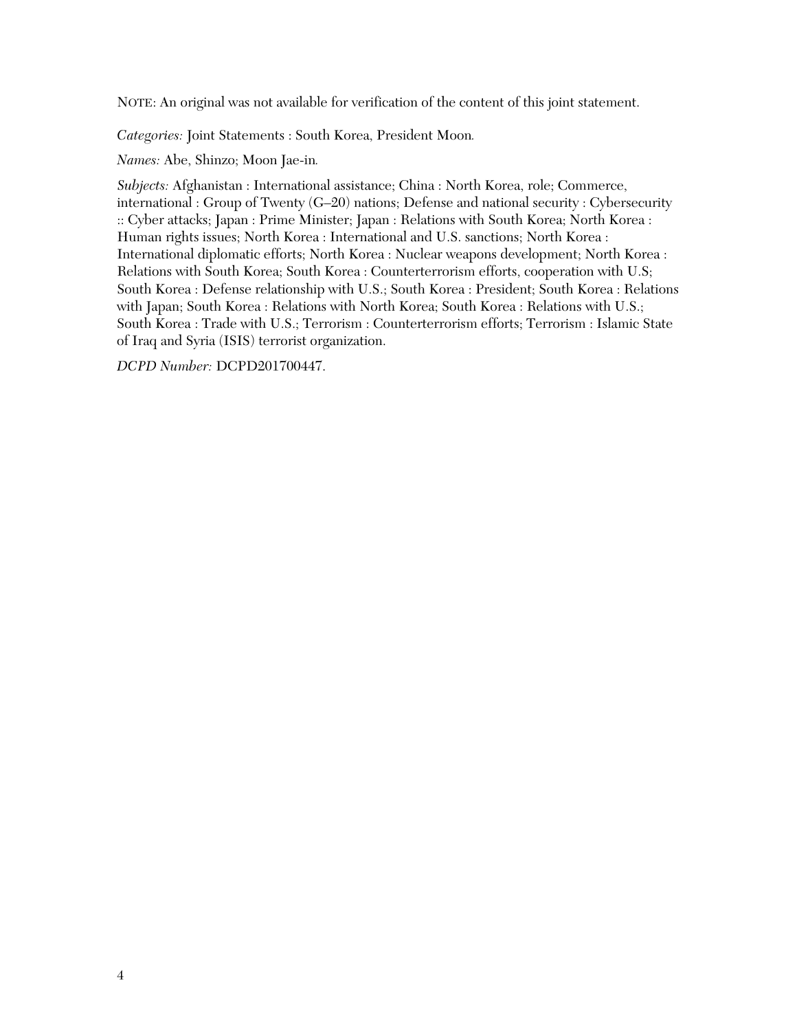NOTE: An original was not available for verification of the content of this joint statement.

*Categories:* Joint Statements : South Korea, President Moon.

*Names:* Abe, Shinzo; Moon Jae-in.

*Subjects:* Afghanistan : International assistance; China : North Korea, role; Commerce, international : Group of Twenty (G–20) nations; Defense and national security : Cybersecurity :: Cyber attacks; Japan : Prime Minister; Japan : Relations with South Korea; North Korea : Human rights issues; North Korea : International and U.S. sanctions; North Korea : International diplomatic efforts; North Korea : Nuclear weapons development; North Korea : Relations with South Korea; South Korea : Counterterrorism efforts, cooperation with U.S; South Korea : Defense relationship with U.S.; South Korea : President; South Korea : Relations with Japan; South Korea : Relations with North Korea; South Korea : Relations with U.S.; South Korea : Trade with U.S.; Terrorism : Counterterrorism efforts; Terrorism : Islamic State of Iraq and Syria (ISIS) terrorist organization.

*DCPD Number:* DCPD201700447.